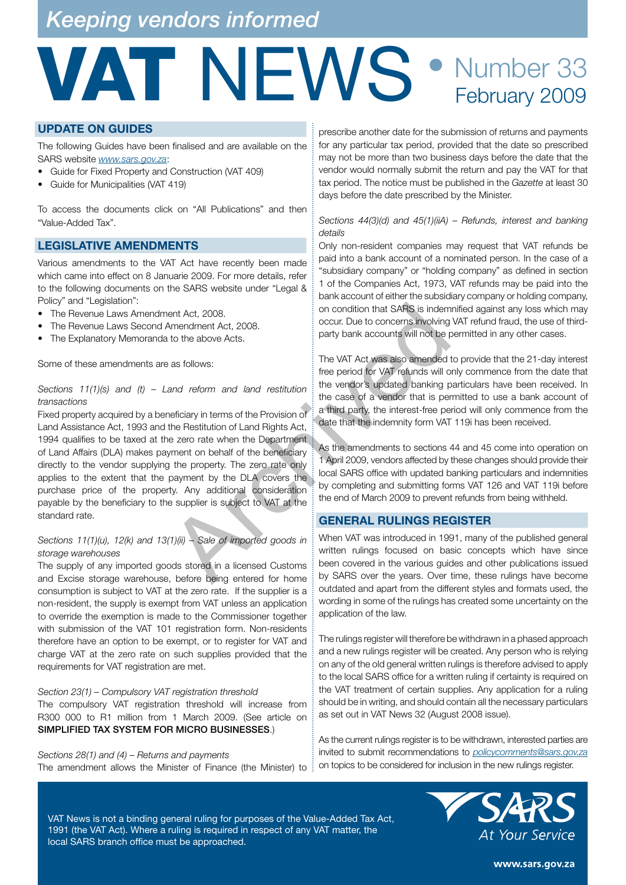*Keeping vendors informed*

# VAT NEWS • Number 33 February 2009

## UPDATE ON GUIDES

The following Guides have been finalised and are available on the SARS website *www.sars.gov.za*:

- Guide for Fixed Property and Construction (VAT 409)
- Guide for Municipalities (VAT 419)

To access the documents click on "All Publications" and then "Value-Added Tax".

## LEGISLATIVE AMENDMENTS

Various amendments to the VAT Act have recently been made which came into effect on 8 Januarie 2009. For more details, refer to the following documents on the SARS website under "Legal & Policy" and "Legislation":

- The Revenue Laws Amendment Act, 2008.
- The Revenue Laws Second Amendment Act, 2008.
- The Explanatory Memoranda to the above Acts.

Some of these amendments are as follows:

*Sections 11(1)(s) and (t) – Land reform and land restitution transactions*

Fixed property acquired by a beneficiary in terms of the Provision of Land Assistance Act, 1993 and the Restitution of Land Rights Act, 1994 qualifies to be taxed at the zero rate when the Department of Land Affairs (DLA) makes payment on behalf of the beneficiary directly to the vendor supplying the property. The zero rate only applies to the extent that the payment by the DLA covers the purchase price of the property. Any additional consideration payable by the beneficiary to the supplier is subject to VAT at the standard rate.

*Sections 11(1)(u), 12(k) and 13(1)(ii) – Sale of imported goods in storage warehouses*

The supply of any imported goods stored in a licensed Customs and Excise storage warehouse, before being entered for home consumption is subject to VAT at the zero rate. If the supplier is a non-resident, the supply is exempt from VAT unless an application to override the exemption is made to the Commissioner together with submission of the VAT 101 registration form. Non-residents therefore have an option to be exempt, or to register for VAT and charge VAT at the zero rate on such supplies provided that the requirements for VAT registration are met.

*Section 23(1) – Compulsory VAT registration threshold*

The compulsory VAT registration threshold will increase from R300 000 to R1 million from 1 March 2009. (See article on **SIMPLIFIED TAX SYSTEM FOR MICRO BUSINESSES**.)

*Sections 28(1) and (4) – Returns and payments*

The amendment allows the Minister of Finance (the Minister) to prescribe another date for the submission of returns and payments for any particular tax period, provided that the date so prescribed may not be more than two business days before the date that the vendor would normally submit the return and pay the VAT for that tax period. The notice must be published in the *Gazette* at least 30 days before the date prescribed by the Minister.

*Sections 44(3)(d) and 45(1)(iiA) – Refunds, interest and banking details*

Only non-resident companies may request that VAT refunds be paid into a bank account of a nominated person. In the case of a "subsidiary company" or "holding company" as defined in section 1 of the Companies Act, 1973, VAT refunds may be paid into the bank account of either the subsidiary company or holding company, on condition that SARS is indemnified against any loss which may occur. Due to concerns involving VAT refund fraud, the use of third-party bank accounts will not be permitted in any other cases.

The VAT Act was also amended to provide that the 21-day interest free period for VAT refunds will only commence from the date that the vendor's updated banking particulars have been received. In the case of a vendor that is permitted to use a bank account of a third party, the interest-free period will only commence from the date that the indemnity form VAT 119i has been received.

As the amendments to sections 44 and 45 come into operation on 1 April 2009, vendors affected by these changes should provide their local SARS office with updated banking particulars and indemnities by completing and submitting forms VAT 126 and VAT 119i before the end of March 2009 to prevent refunds from being withheld.

## GENERAL RULINGS REGISTER

When VAT was introduced in 1991, many of the published general written rulings focused on basic concepts which have since been covered in the various guides and other publications issued by SARS over the years. Over time, these rulings have become outdated and apart from the different styles and formats used, the wording in some of the rulings has created some uncertainty on the application of the law.

The rulings register will therefore be withdrawn in a phased approach and a new rulings register will be created. Any person who is relying on any of the old general written rulings is therefore advised to apply to the local SARS office for a written ruling if certainty is required on the VAT treatment of certain supplies. Any application for a ruling should be in writing, and should contain all the necessary particulars as set out in VAT News 32 (August 2008 issue).

As the current rulings register is to be withdrawn, interested parties are invited to submit recommendations to *policycomments@sars.gov.za* on topics to be considered for inclusion in the new rulings register.

VAT News is not a binding general ruling for purposes of the Value-Added Tax Act, 1991 (the VAT Act). Where a ruling is required in respect of any VAT matter, the local SARS branch office must be approached.

SARS At Your Service

www.sars.gov.za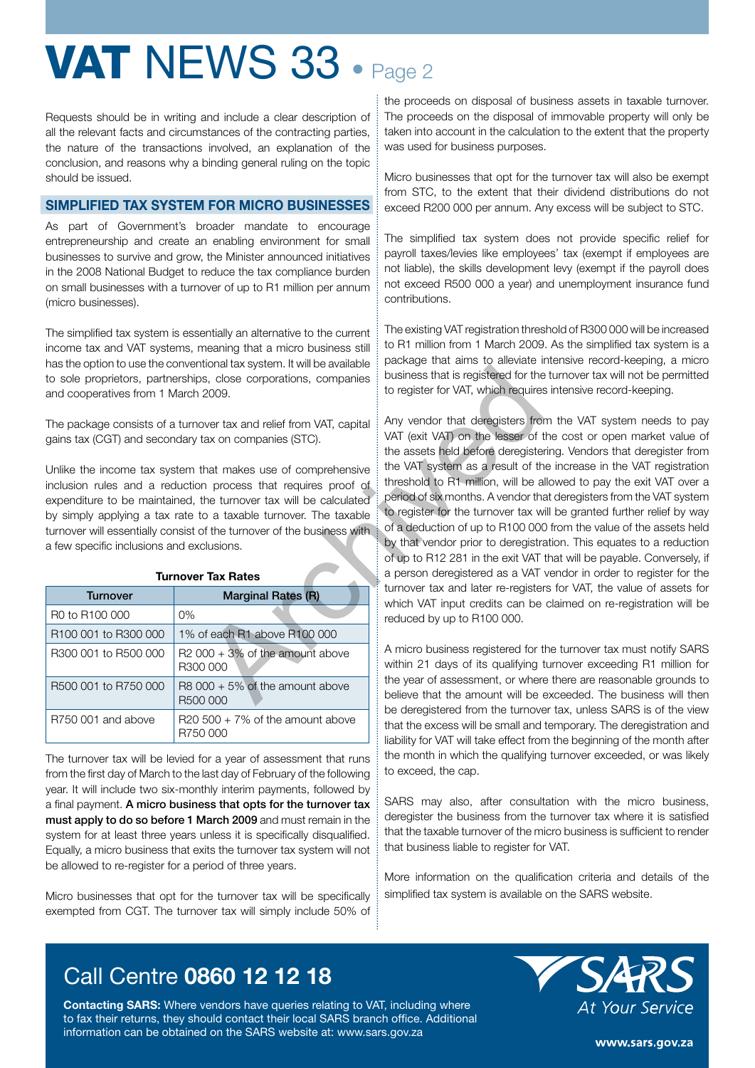# VAT NEWS 33 • Page 2

Requests should be in writing and include a clear description of all the relevant facts and circumstances of the contracting parties, the nature of the transactions involved, an explanation of the conclusion, and reasons why a binding general ruling on the topic should be issued.

## SIMPLIFIED TAX SYSTEM FOR MICRO BUSINESSES

As part of Government's broader mandate to encourage entrepreneurship and create an enabling environment for small businesses to survive and grow, the Minister announced initiatives in the 2008 National Budget to reduce the tax compliance burden on small businesses with a turnover of up to R1 million per annum (micro businesses).

The simplified tax system is essentially an alternative to the current income tax and VAT systems, meaning that a micro business still has the option to use the conventional tax system. It will be available to sole proprietors, partnerships, close corporations, companies and cooperatives from 1 March 2009.

The package consists of a turnover tax and relief from VAT, capital gains tax (CGT) and secondary tax on companies (STC).

Unlike the income tax system that makes use of comprehensive inclusion rules and a reduction process that requires proof of expenditure to be maintained, the turnover tax will be calculated by simply applying a tax rate to a taxable turnover. The taxable turnover will essentially consist of the turnover of the business with a few specific inclusions and exclusions.

**Turnover Tax Rates**

| Turnover | Marginal Rates (R) |
|---|---|
| R0 to R100 000 | 0% |
| R100 001 to R300 000 | 1% of each R1 above R100 000 |
| R300 001 to R500 000 | R2 000 + 3% of the amount above R300 000 |
| R500 001 to R750 000 | R8 000 + 5% of the amount above R500 000 |
| R750 001 and above | R20 500 + 7% of the amount above R750 000 |

The turnover tax will be levied for a year of assessment that runs from the first day of March to the last day of February of the following year. It will include two six-monthly interim payments, followed by a final payment. **A micro business that opts for the turnover tax must apply to do so before 1 March 2009** and must remain in the system for at least three years unless it is specifically disqualified. Equally, a micro business that exits the turnover tax system will not be allowed to re-register for a period of three years.

Micro businesses that opt for the turnover tax will be specifically exempted from CGT. The turnover tax will simply include 50% of the proceeds on disposal of business assets in taxable turnover. The proceeds on the disposal of immovable property will only be taken into account in the calculation to the extent that the property was used for business purposes.

Micro businesses that opt for the turnover tax will also be exempt from STC, to the extent that their dividend distributions do not exceed R200 000 per annum. Any excess will be subject to STC.

The simplified tax system does not provide specific relief for payroll taxes/levies like employees' tax (exempt if employees are not liable), the skills development levy (exempt if the payroll does not exceed R500 000 a year) and unemployment insurance fund contributions.

The existing VAT registration threshold of R300 000 will be increased to R1 million from 1 March 2009. As the simplified tax system is a package that aims to alleviate intensive record-keeping, a micro business that is registered for the turnover tax will not be permitted to register for VAT, which requires intensive record-keeping.

Any vendor that deregisters from the VAT system needs to pay VAT (exit VAT) on the lesser of the cost or open market value of the assets held before deregistering. Vendors that deregister from the VAT system as a result of the increase in the VAT registration threshold to R1 million, will be allowed to pay the exit VAT over a period of six months. A vendor that deregisters from the VAT system to register for the turnover tax will be granted further relief by way of a deduction of up to R100 000 from the value of the assets held by that vendor prior to deregistration. This equates to a reduction of up to R12 281 in the exit VAT that will be payable. Conversely, if a person deregistered as a VAT vendor in order to register for the turnover tax and later re-registers for VAT, the value of assets for which VAT input credits can be claimed on re-registration will be reduced by up to R100 000.

A micro business registered for the turnover tax must notify SARS within 21 days of its qualifying turnover exceeding R1 million for the year of assessment, or where there are reasonable grounds to believe that the amount will be exceeded. The business will then be deregistered from the turnover tax, unless SARS is of the view that the excess will be small and temporary. The deregistration and liability for VAT will take effect from the beginning of the month after the month in which the qualifying turnover exceeded, or was likely to exceed, the cap.

SARS may also, after consultation with the micro business, deregister the business from the turnover tax where it is satisfied that the taxable turnover of the micro business is sufficient to render that business liable to register for VAT.

More information on the qualification criteria and details of the simplified tax system is available on the SARS website.

## Call Centre **0860 12 12 18**

**Contacting SARS:** Where vendors have queries relating to VAT, including where to fax their returns, they should contact their local SARS branch office. Additional information can be obtained on the SARS website at: www.sars.gov.za

SARS At Your Service

www.sars.gov.za